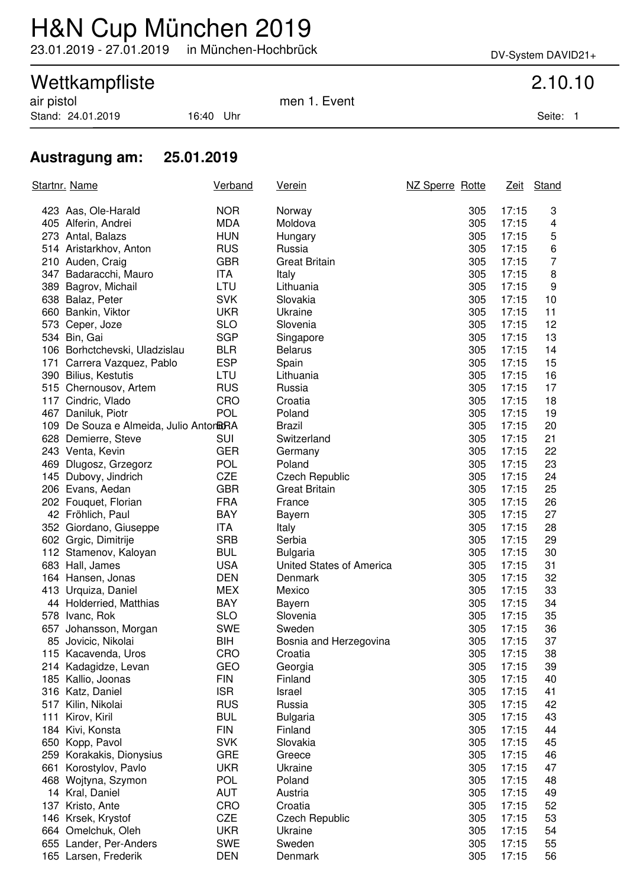# H&N Cup München 2019

23.01.2019 - 27.01.2019 in München-Hochbrück

DV-System DAVID21+

## Wettkampfliste

2.10.10

air pistol men 1. Event

Stand: 24.01.2019 16:40 Uhr

Seite: 1

### Austragung am: 25.01.2019

| Startnr. | Name | Verband | Verein | NZ Sperre | Rotte | Zeit | Stand |
|---|---|---|---|---|---|---|---|
| 423 | Aas, Ole-Harald | NOR | Norway | | 305 | 17:15 | 3 |
| 405 | Alferin, Andrei | MDA | Moldova | | 305 | 17:15 | 4 |
| 273 | Antal, Balazs | HUN | Hungary | | 305 | 17:15 | 5 |
| 514 | Aristarkhov, Anton | RUS | Russia | | 305 | 17:15 | 6 |
| 210 | Auden, Craig | GBR | Great Britain | | 305 | 17:15 | 7 |
| 347 | Badaracchi, Mauro | ITA | Italy | | 305 | 17:15 | 8 |
| 389 | Bagrov, Michail | LTU | Lithuania | | 305 | 17:15 | 9 |
| 638 | Balaz, Peter | SVK | Slovakia | | 305 | 17:15 | 10 |
| 660 | Bankin, Viktor | UKR | Ukraine | | 305 | 17:15 | 11 |
| 573 | Ceper, Joze | SLO | Slovenia | | 305 | 17:15 | 12 |
| 534 | Bin, Gai | SGP | Singapore | | 305 | 17:15 | 13 |
| 106 | Borhctchevski, Uladzislau | BLR | Belarus | | 305 | 17:15 | 14 |
| 171 | Carrera Vazquez, Pablo | ESP | Spain | | 305 | 17:15 | 15 |
| 390 | Bilius, Kestutis | LTU | Lithuania | | 305 | 17:15 | 16 |
| 515 | Chernousov, Artem | RUS | Russia | | 305 | 17:15 | 17 |
| 117 | Cindric, Vlado | CRO | Croatia | | 305 | 17:15 | 18 |
| 467 | Daniluk, Piotr | POL | Poland | | 305 | 17:15 | 19 |
| 109 | De Souza e Almeida, Julio Antonio | BRA | Brazil | | 305 | 17:15 | 20 |
| 628 | Demierre, Steve | SUI | Switzerland | | 305 | 17:15 | 21 |
| 243 | Venta, Kevin | GER | Germany | | 305 | 17:15 | 22 |
| 469 | Dlugosz, Grzegorz | POL | Poland | | 305 | 17:15 | 23 |
| 145 | Dubovy, Jindrich | CZE | Czech Republic | | 305 | 17:15 | 24 |
| 206 | Evans, Aedan | GBR | Great Britain | | 305 | 17:15 | 25 |
| 202 | Fouquet, Florian | FRA | France | | 305 | 17:15 | 26 |
| 42 | Fröhlich, Paul | BAY | Bayern | | 305 | 17:15 | 27 |
| 352 | Giordano, Giuseppe | ITA | Italy | | 305 | 17:15 | 28 |
| 602 | Grgic, Dimitrije | SRB | Serbia | | 305 | 17:15 | 29 |
| 112 | Stamenov, Kaloyan | BUL | Bulgaria | | 305 | 17:15 | 30 |
| 683 | Hall, James | USA | United States of America | | 305 | 17:15 | 31 |
| 164 | Hansen, Jonas | DEN | Denmark | | 305 | 17:15 | 32 |
| 413 | Urquiza, Daniel | MEX | Mexico | | 305 | 17:15 | 33 |
| 44 | Holderried, Matthias | BAY | Bayern | | 305 | 17:15 | 34 |
| 578 | Ivanc, Rok | SLO | Slovenia | | 305 | 17:15 | 35 |
| 657 | Johansson, Morgan | SWE | Sweden | | 305 | 17:15 | 36 |
| 85 | Jovicic, Nikolai | BIH | Bosnia and Herzegovina | | 305 | 17:15 | 37 |
| 115 | Kacavenda, Uros | CRO | Croatia | | 305 | 17:15 | 38 |
| 214 | Kadagidze, Levan | GEO | Georgia | | 305 | 17:15 | 39 |
| 185 | Kallio, Joonas | FIN | Finland | | 305 | 17:15 | 40 |
| 316 | Katz, Daniel | ISR | Israel | | 305 | 17:15 | 41 |
| 517 | Kilin, Nikolai | RUS | Russia | | 305 | 17:15 | 42 |
| 111 | Kirov, Kiril | BUL | Bulgaria | | 305 | 17:15 | 43 |
| 184 | Kivi, Konsta | FIN | Finland | | 305 | 17:15 | 44 |
| 650 | Kopp, Pavol | SVK | Slovakia | | 305 | 17:15 | 45 |
| 259 | Korakakis, Dionysius | GRE | Greece | | 305 | 17:15 | 46 |
| 661 | Korostylov, Pavlo | UKR | Ukraine | | 305 | 17:15 | 47 |
| 468 | Wojtyna, Szymon | POL | Poland | | 305 | 17:15 | 48 |
| 14 | Kral, Daniel | AUT | Austria | | 305 | 17:15 | 49 |
| 137 | Kristo, Ante | CRO | Croatia | | 305 | 17:15 | 52 |
| 146 | Krsek, Krystof | CZE | Czech Republic | | 305 | 17:15 | 53 |
| 664 | Omelchuk, Oleh | UKR | Ukraine | | 305 | 17:15 | 54 |
| 655 | Lander, Per-Anders | SWE | Sweden | | 305 | 17:15 | 55 |
| 165 | Larsen, Frederik | DEN | Denmark | | 305 | 17:15 | 56 |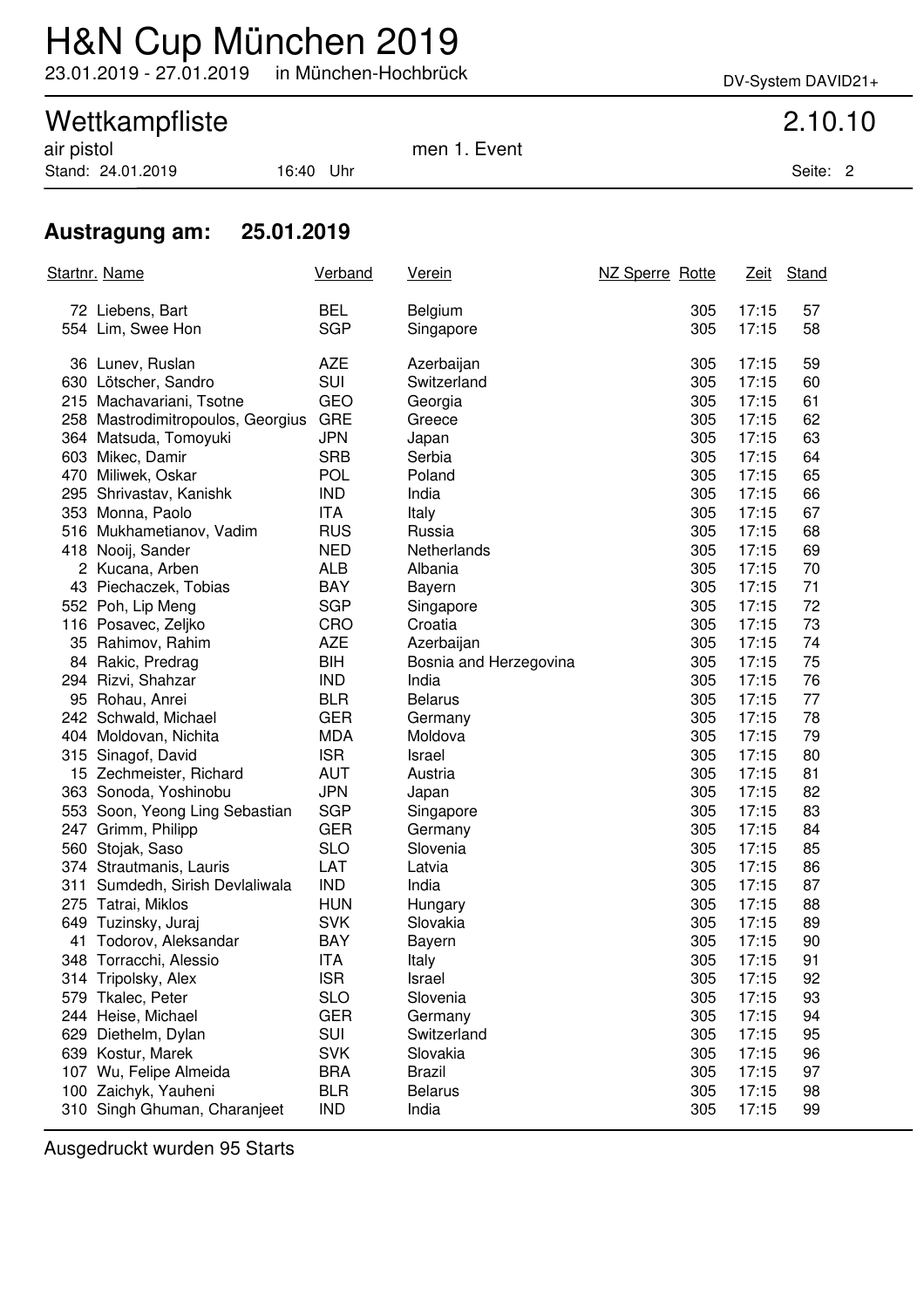# H&N Cup München 2019

23.01.2019 - 27.01.2019 in München-Hochbrück

DV-System DAVID21+

## Wettkampfliste

2.10.10

air pistol men 1. Event

Stand: 24.01.2019 16:40 Uhr

### Austragung am: 25.01.2019

| Startnr. | Name | Verband | Verein | NZ Sperre | Rotte | Zeit | Stand |
|---|---|---|---|---|---|---|---|
| 72 | Liebens, Bart | BEL | Belgium | | 305 | 17:15 | 57 |
| 554 | Lim, Swee Hon | SGP | Singapore | | 305 | 17:15 | 58 |
| 36 | Lunev, Ruslan | AZE | Azerbaijan | | 305 | 17:15 | 59 |
| 630 | Lötscher, Sandro | SUI | Switzerland | | 305 | 17:15 | 60 |
| 215 | Machavariani, Tsotne | GEO | Georgia | | 305 | 17:15 | 61 |
| 258 | Mastrodimitropoulos, Georgius | GRE | Greece | | 305 | 17:15 | 62 |
| 364 | Matsuda, Tomoyuki | JPN | Japan | | 305 | 17:15 | 63 |
| 603 | Mikec, Damir | SRB | Serbia | | 305 | 17:15 | 64 |
| 470 | Miliwek, Oskar | POL | Poland | | 305 | 17:15 | 65 |
| 295 | Shrivastav, Kanishk | IND | India | | 305 | 17:15 | 66 |
| 353 | Monna, Paolo | ITA | Italy | | 305 | 17:15 | 67 |
| 516 | Mukhametianov, Vadim | RUS | Russia | | 305 | 17:15 | 68 |
| 418 | Nooij, Sander | NED | Netherlands | | 305 | 17:15 | 69 |
| 2 | Kucana, Arben | ALB | Albania | | 305 | 17:15 | 70 |
| 43 | Piechaczek, Tobias | BAY | Bayern | | 305 | 17:15 | 71 |
| 552 | Poh, Lip Meng | SGP | Singapore | | 305 | 17:15 | 72 |
| 116 | Posavec, Zeljko | CRO | Croatia | | 305 | 17:15 | 73 |
| 35 | Rahimov, Rahim | AZE | Azerbaijan | | 305 | 17:15 | 74 |
| 84 | Rakic, Predrag | BIH | Bosnia and Herzegovina | | 305 | 17:15 | 75 |
| 294 | Rizvi, Shahzar | IND | India | | 305 | 17:15 | 76 |
| 95 | Rohau, Anrei | BLR | Belarus | | 305 | 17:15 | 77 |
| 242 | Schwald, Michael | GER | Germany | | 305 | 17:15 | 78 |
| 404 | Moldovan, Nichita | MDA | Moldova | | 305 | 17:15 | 79 |
| 315 | Sinagof, David | ISR | Israel | | 305 | 17:15 | 80 |
| 15 | Zechmeister, Richard | AUT | Austria | | 305 | 17:15 | 81 |
| 363 | Sonoda, Yoshinobu | JPN | Japan | | 305 | 17:15 | 82 |
| 553 | Soon, Yeong Ling Sebastian | SGP | Singapore | | 305 | 17:15 | 83 |
| 247 | Grimm, Philipp | GER | Germany | | 305 | 17:15 | 84 |
| 560 | Stojak, Saso | SLO | Slovenia | | 305 | 17:15 | 85 |
| 374 | Strautmanis, Lauris | LAT | Latvia | | 305 | 17:15 | 86 |
| 311 | Sumdedh, Sirish Devlaliwala | IND | India | | 305 | 17:15 | 87 |
| 275 | Tatrai, Miklos | HUN | Hungary | | 305 | 17:15 | 88 |
| 649 | Tuzinsky, Juraj | SVK | Slovakia | | 305 | 17:15 | 89 |
| 41 | Todorov, Aleksandar | BAY | Bayern | | 305 | 17:15 | 90 |
| 348 | Torracchi, Alessio | ITA | Italy | | 305 | 17:15 | 91 |
| 314 | Tripolsky, Alex | ISR | Israel | | 305 | 17:15 | 92 |
| 579 | Tkalec, Peter | SLO | Slovenia | | 305 | 17:15 | 93 |
| 244 | Heise, Michael | GER | Germany | | 305 | 17:15 | 94 |
| 629 | Diethelm, Dylan | SUI | Switzerland | | 305 | 17:15 | 95 |
| 639 | Kostur, Marek | SVK | Slovakia | | 305 | 17:15 | 96 |
| 107 | Wu, Felipe Almeida | BRA | Brazil | | 305 | 17:15 | 97 |
| 100 | Zaichyk, Yauheni | BLR | Belarus | | 305 | 17:15 | 98 |
| 310 | Singh Ghuman, Charanjeet | IND | India | | 305 | 17:15 | 99 |

Ausgedruckt wurden 95 Starts